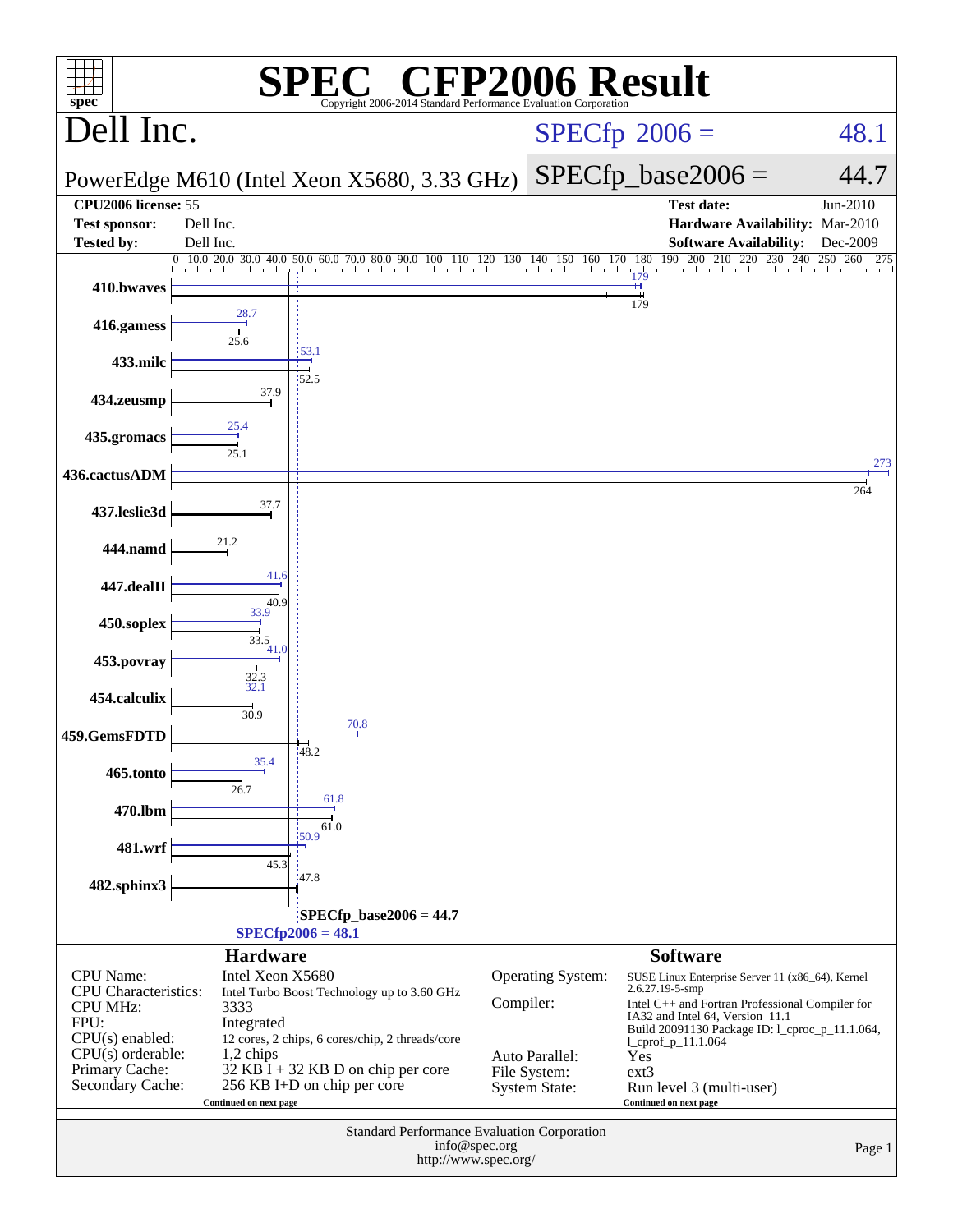# SPEC CFP2006 Result

Copyright 2006-2014 Standard Performance Evaluation Corporation

## Dell Inc.

PowerEdge M610 (Intel Xeon X5680, 3.33 GHz)

SPECfp 2006 = 48.1

SPECfp_base2006 = 44.7

| | | | |
|---|---|---|---|
| **CPU2006 license:** 55 | | **Test date:** | Jun-2010 |
| **Test sponsor:** | Dell Inc. | **Hardware Availability:** | Mar-2010 |
| **Tested by:** | Dell Inc. | **Software Availability:** | Dec-2009 |

| Benchmark | Peak | Base |
|---|---|---|
| 410.bwaves | 179 | 179 |
| 416.gamess | 28.7 | 25.6 |
| 433.milc | 53.1 | 52.5 |
| 434.zeusmp | | 37.9 |
| 435.gromacs | 25.4 | 25.1 |
| 436.cactusADM | 273 | 264 |
| 437.leslie3d | | 37.7 |
| 444.namd | | 21.2 |
| 447.dealII | 41.6 | 40.9 |
| 450.soplex | 33.9 | 33.5 |
| 453.povray | 41.0 | 32.3 |
| 454.calculix | 32.1 | 30.9 |
| 459.GemsFDTD | 70.8 | 48.2 |
| 465.tonto | 35.4 | 26.7 |
| 470.lbm | 61.8 | 61.0 |
| 481.wrf | 50.9 | 45.3 |
| 482.sphinx3 | | 47.8 |

SPECfp_base2006 = 44.7

SPECfp2006 = 48.1

## Hardware

| | |
|---|---|
| CPU Name: | Intel Xeon X5680 |
| CPU Characteristics: | Intel Turbo Boost Technology up to 3.60 GHz |
| CPU MHz: | 3333 |
| FPU: | Integrated |
| CPU(s) enabled: | 12 cores, 2 chips, 6 cores/chip, 2 threads/core |
| CPU(s) orderable: | 1,2 chips |
| Primary Cache: | 32 KB I + 32 KB D on chip per core |
| Secondary Cache: | 256 KB I+D on chip per core |

Continued on next page

## Software

| | |
|---|---|
| Operating System: | SUSE Linux Enterprise Server 11 (x86_64), Kernel 2.6.27.19-5-smp |
| Compiler: | Intel C++ and Fortran Professional Compiler for IA32 and Intel 64, Version 11.1 Build 20091130 Package ID: l_cproc_p_11.1.064, l_cprof_p_11.1.064 |
| Auto Parallel: | Yes |
| File System: | ext3 |
| System State: | Run level 3 (multi-user) |

Continued on next page

Standard Performance Evaluation Corporation
info@spec.org
http://www.spec.org/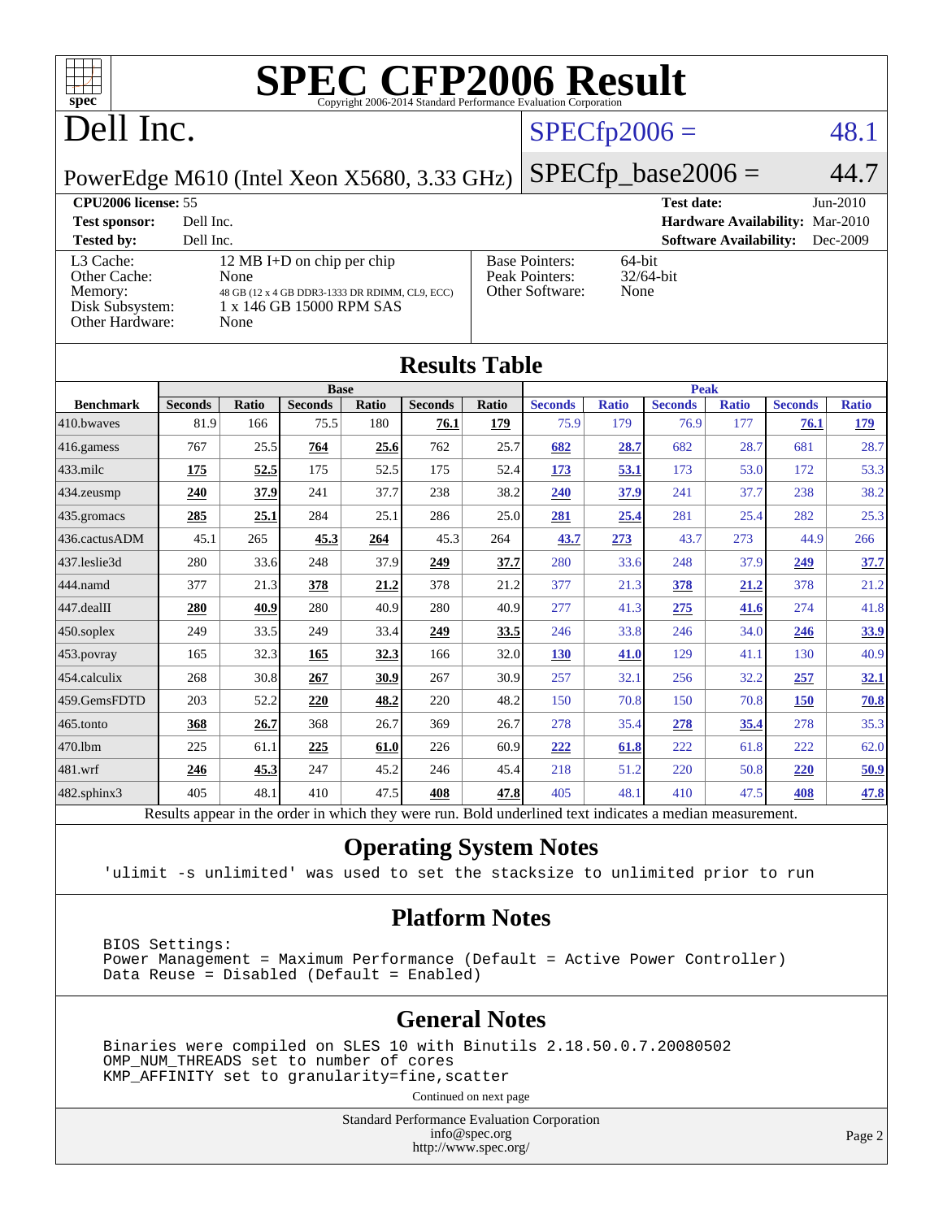# SPEC CFP2006 Result

Copyright 2006-2014 Standard Performance Evaluation Corporation

## Dell Inc.

PowerEdge M610 (Intel Xeon X5680, 3.33 GHz)

SPECfp2006 = 48.1

SPECfp_base2006 = 44.7

| | | | |
|---|---|---|---|
| **CPU2006 license:** 55 | | **Test date:** | Jun-2010 |
| **Test sponsor:** | Dell Inc. | **Hardware Availability:** | Mar-2010 |
| **Tested by:** | Dell Inc. | **Software Availability:** | Dec-2009 |

| | | | |
|---|---|---|---|
| L3 Cache: | 12 MB I+D on chip per chip | Base Pointers: | 64-bit |
| Other Cache: | None | Peak Pointers: | 32/64-bit |
| Memory: | 48 GB (12 x 4 GB DDR3-1333 DR RDIMM, CL9, ECC) | Other Software: | None |
| Disk Subsystem: | 1 x 146 GB 15000 RPM SAS | | |
| Other Hardware: | None | | |

## Results Table

| | Base | | | | | | Peak | | | | | |
|---|---|---|---|---|---|---|---|---|---|---|---|---|
| **Benchmark** | **Seconds** | **Ratio** | **Seconds** | **Ratio** | **Seconds** | **Ratio** | **Seconds** | **Ratio** | **Seconds** | **Ratio** | **Seconds** | **Ratio** |
| 410.bwaves | 81.9 | 166 | 75.5 | 180 | **76.1** | **179** | 75.9 | 179 | 76.9 | 177 | **76.1** | **179** |
| 416.gamess | 767 | 25.5 | **764** | **25.6** | 762 | 25.7 | **682** | **28.7** | 682 | 28.7 | 681 | 28.7 |
| 433.milc | **175** | **52.5** | 175 | 52.5 | 175 | 52.4 | **173** | **53.1** | 173 | 53.0 | 172 | 53.3 |
| 434.zeusmp | **240** | **37.9** | 241 | 37.7 | 238 | 38.2 | **240** | **37.9** | 241 | 37.7 | 238 | 38.2 |
| 435.gromacs | **285** | **25.1** | 284 | 25.1 | 286 | 25.0 | **281** | **25.4** | 281 | 25.4 | 282 | 25.3 |
| 436.cactusADM | 45.1 | 265 | **45.3** | **264** | 45.3 | 264 | **43.7** | **273** | 43.7 | 273 | 44.9 | 266 |
| 437.leslie3d | 280 | 33.6 | 248 | 37.9 | **249** | **37.7** | 280 | 33.6 | 248 | 37.9 | **249** | **37.7** |
| 444.namd | 377 | 21.3 | **378** | **21.2** | 378 | 21.2 | 377 | 21.3 | **378** | **21.2** | 378 | 21.2 |
| 447.dealII | **280** | **40.9** | 280 | 40.9 | 280 | 40.9 | 277 | 41.3 | **275** | **41.6** | 274 | 41.8 |
| 450.soplex | 249 | 33.5 | 249 | 33.4 | **249** | **33.5** | 246 | 33.8 | 246 | 34.0 | **246** | **33.9** |
| 453.povray | 165 | 32.3 | **165** | **32.3** | 166 | 32.0 | **130** | **41.0** | 129 | 41.1 | 130 | 40.9 |
| 454.calculix | 268 | 30.8 | **267** | **30.9** | 267 | 30.9 | 257 | 32.1 | 256 | 32.2 | **257** | **32.1** |
| 459.GemsFDTD | 203 | 52.2 | **220** | **48.2** | 220 | 48.2 | 150 | 70.8 | 150 | 70.8 | **150** | **70.8** |
| 465.tonto | **368** | **26.7** | 368 | 26.7 | 369 | 26.7 | 278 | 35.4 | **278** | **35.4** | 278 | 35.3 |
| 470.lbm | 225 | 61.1 | **225** | **61.0** | 226 | 60.9 | **222** | **61.8** | 222 | 61.8 | 222 | 62.0 |
| 481.wrf | **246** | **45.3** | 247 | 45.2 | 246 | 45.4 | 218 | 51.2 | 220 | 50.8 | **220** | **50.9** |
| 482.sphinx3 | 405 | 48.1 | 410 | 47.5 | **408** | **47.8** | 405 | 48.1 | 410 | 47.5 | **408** | **47.8** |

Results appear in the order in which they were run. Bold underlined text indicates a median measurement.

## Operating System Notes

```
'ulimit -s unlimited' was used to set the stacksize to unlimited prior to run
```

## Platform Notes

```
BIOS Settings:
Power Management = Maximum Performance (Default = Active Power Controller)
Data Reuse = Disabled (Default = Enabled)
```

## General Notes

```
Binaries were compiled on SLES 10 with Binutils 2.18.50.0.7.20080502
OMP_NUM_THREADS set to number of cores
KMP_AFFINITY set to granularity=fine,scatter
```

Continued on next page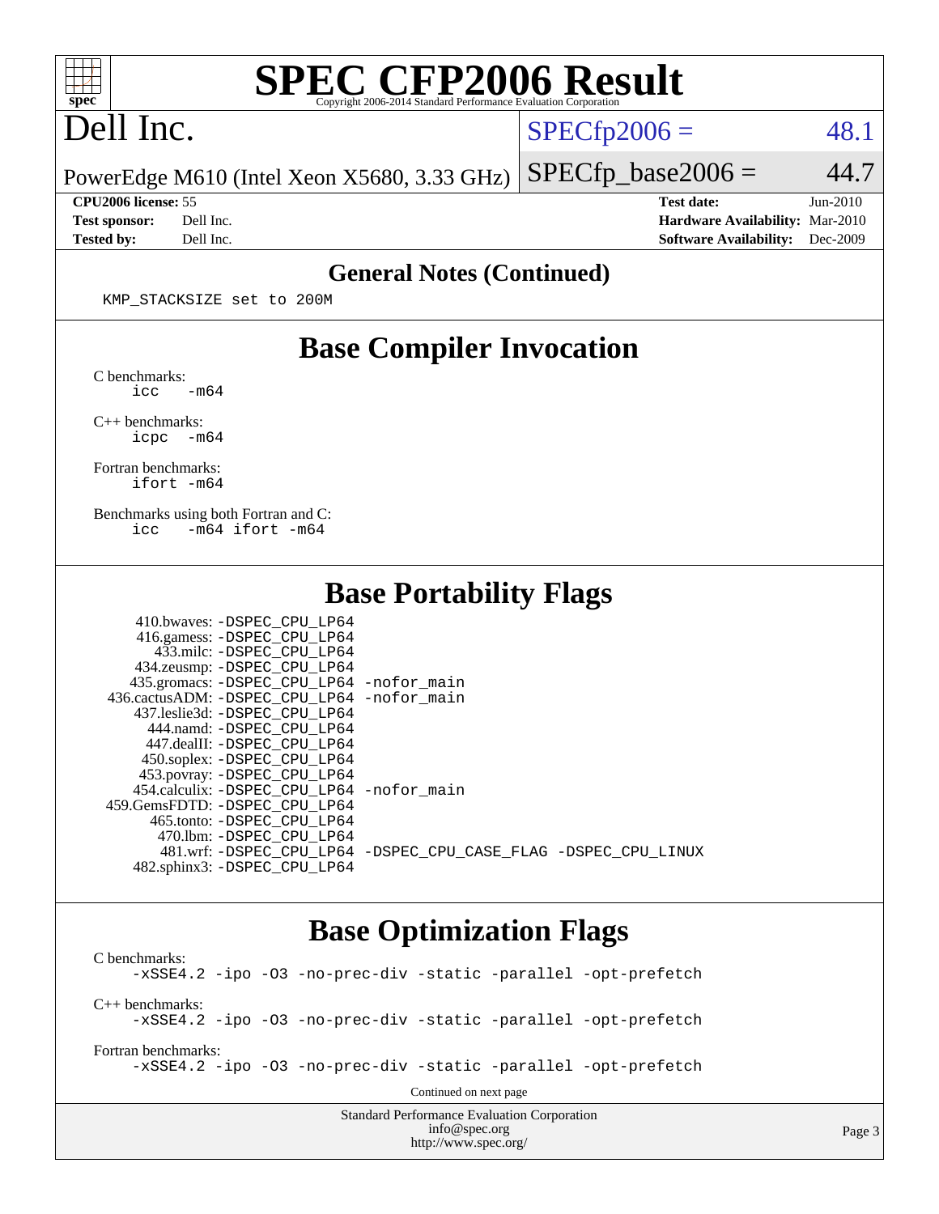# SPEC CFP2006 Result

Copyright 2006-2014 Standard Performance Evaluation Corporation

## Dell Inc.

PowerEdge M610 (Intel Xeon X5680, 3.33 GHz)

SPECfp2006 = 48.1

SPECfp_base2006 = 44.7

**CPU2006 license:** 55
**Test sponsor:** Dell Inc.
**Tested by:** Dell Inc.

**Test date:** Jun-2010
**Hardware Availability:** Mar-2010
**Software Availability:** Dec-2009

## General Notes (Continued)

```
KMP_STACKSIZE set to 200M
```

## Base Compiler Invocation

C benchmarks:
```
icc   -m64
```

C++ benchmarks:
```
icpc  -m64
```

Fortran benchmarks:
```
ifort -m64
```

Benchmarks using both Fortran and C:
```
icc   -m64 ifort -m64
```

## Base Portability Flags

```
  410.bwaves: -DSPEC_CPU_LP64
  416.gamess: -DSPEC_CPU_LP64
    433.milc: -DSPEC_CPU_LP64
  434.zeusmp: -DSPEC_CPU_LP64
 435.gromacs: -DSPEC_CPU_LP64 -nofor_main
436.cactusADM: -DSPEC_CPU_LP64 -nofor_main
 437.leslie3d: -DSPEC_CPU_LP64
    444.namd: -DSPEC_CPU_LP64
   447.dealII: -DSPEC_CPU_LP64
   450.soplex: -DSPEC_CPU_LP64
   453.povray: -DSPEC_CPU_LP64
 454.calculix: -DSPEC_CPU_LP64 -nofor_main
459.GemsFDTD: -DSPEC_CPU_LP64
    465.tonto: -DSPEC_CPU_LP64
     470.lbm: -DSPEC_CPU_LP64
     481.wrf: -DSPEC_CPU_LP64 -DSPEC_CPU_CASE_FLAG -DSPEC_CPU_LINUX
  482.sphinx3: -DSPEC_CPU_LP64
```

## Base Optimization Flags

C benchmarks:
```
-xSSE4.2 -ipo -O3 -no-prec-div -static -parallel -opt-prefetch
```

C++ benchmarks:
```
-xSSE4.2 -ipo -O3 -no-prec-div -static -parallel -opt-prefetch
```

Fortran benchmarks:
```
-xSSE4.2 -ipo -O3 -no-prec-div -static -parallel -opt-prefetch
```

Continued on next page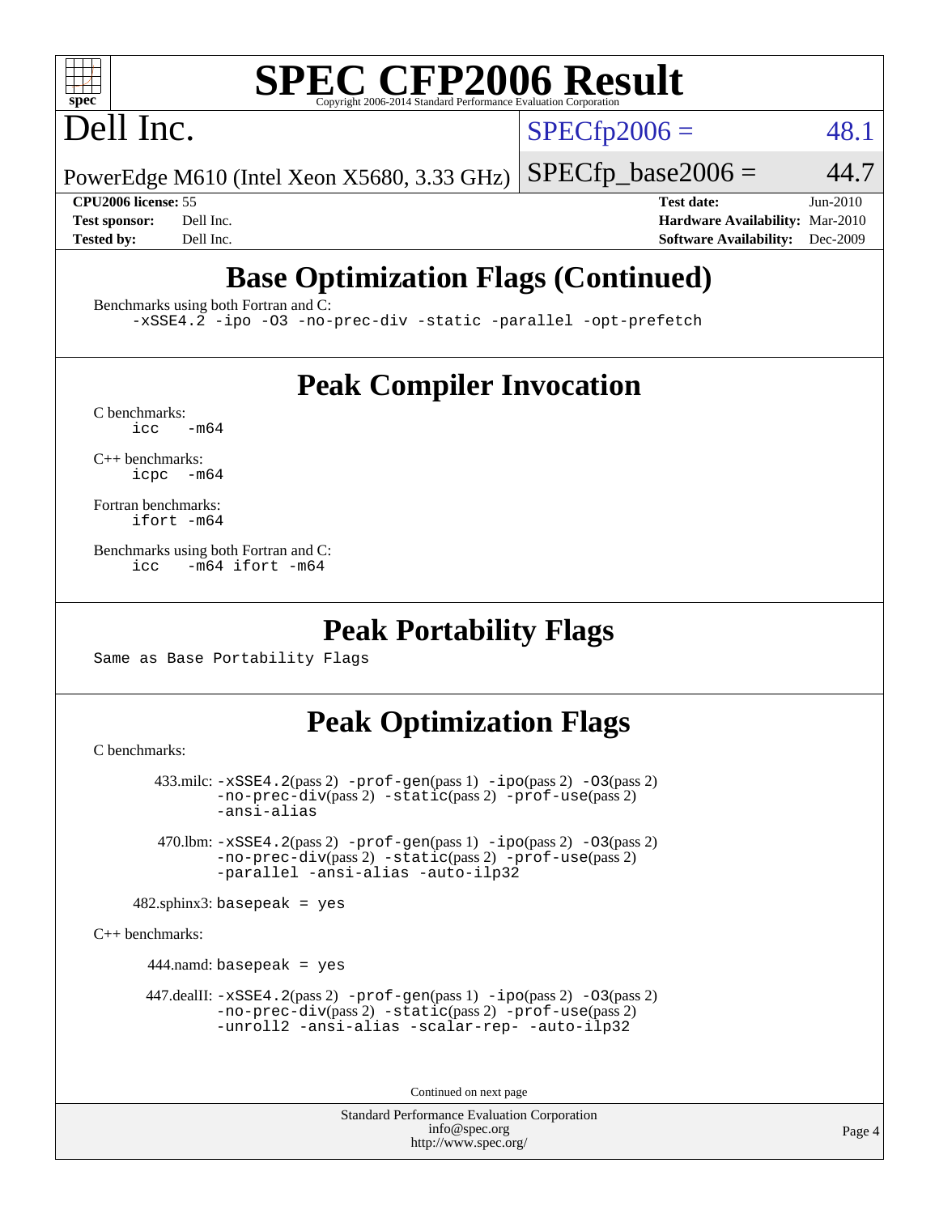# SPEC CFP2006 Result

Copyright 2006-2014 Standard Performance Evaluation Corporation

## Dell Inc.

PowerEdge M610 (Intel Xeon X5680, 3.33 GHz)

SPECfp2006 = 48.1

SPECfp_base2006 = 44.7

**CPU2006 license:** 55
**Test sponsor:** Dell Inc.
**Tested by:** Dell Inc.

**Test date:** Jun-2010
**Hardware Availability:** Mar-2010
**Software Availability:** Dec-2009

## Base Optimization Flags (Continued)

Benchmarks using both Fortran and C:

```
-xSSE4.2 -ipo -O3 -no-prec-div -static -parallel -opt-prefetch
```

## Peak Compiler Invocation

C benchmarks:

```
icc   -m64
```

C++ benchmarks:

```
icpc  -m64
```

Fortran benchmarks:

```
ifort -m64
```

Benchmarks using both Fortran and C:

```
icc   -m64 ifort -m64
```

## Peak Portability Flags

Same as Base Portability Flags

## Peak Optimization Flags

C benchmarks:

433.milc: -xSSE4.2(pass 2) -prof-gen(pass 1) -ipo(pass 2) -O3(pass 2) -no-prec-div(pass 2) -static(pass 2) -prof-use(pass 2) -ansi-alias

470.lbm: -xSSE4.2(pass 2) -prof-gen(pass 1) -ipo(pass 2) -O3(pass 2) -no-prec-div(pass 2) -static(pass 2) -prof-use(pass 2) -parallel -ansi-alias -auto-ilp32

482.sphinx3: basepeak = yes

C++ benchmarks:

444.namd: basepeak = yes

447.dealII: -xSSE4.2(pass 2) -prof-gen(pass 1) -ipo(pass 2) -O3(pass 2) -no-prec-div(pass 2) -static(pass 2) -prof-use(pass 2) -unroll2 -ansi-alias -scalar-rep- -auto-ilp32

Continued on next page

Standard Performance Evaluation Corporation
info@spec.org
http://www.spec.org/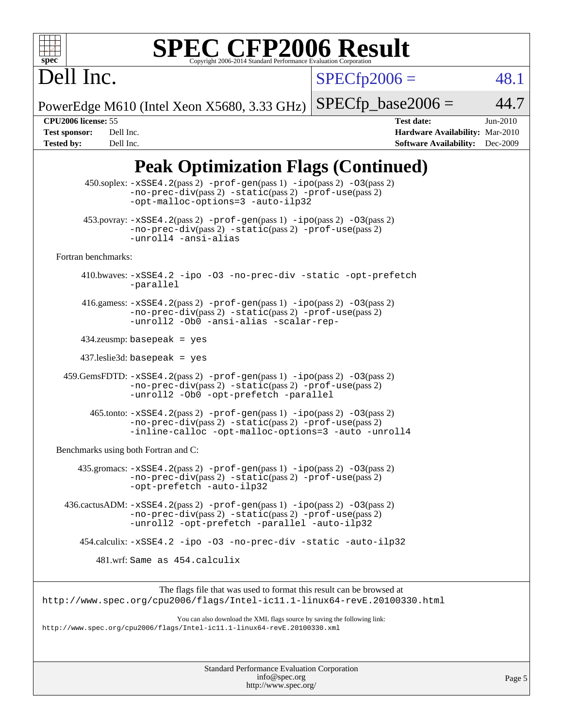# SPEC CFP2006 Result

Copyright 2006-2014 Standard Performance Evaluation Corporation

**Dell Inc.**

PowerEdge M610 (Intel Xeon X5680, 3.33 GHz)

SPECfp2006 = 48.1

SPECfp_base2006 = 44.7

| | | | |
|---|---|---|---|
| **CPU2006 license:** | 55 | **Test date:** | Jun-2010 |
| **Test sponsor:** | Dell Inc. | **Hardware Availability:** | Mar-2010 |
| **Tested by:** | Dell Inc. | **Software Availability:** | Dec-2009 |

## Peak Optimization Flags (Continued)

450.soplex: `-xSSE4.2`(pass 2) `-prof-gen`(pass 1) `-ipo`(pass 2) `-O3`(pass 2) `-no-prec-div`(pass 2) `-static`(pass 2) `-prof-use`(pass 2) `-opt-malloc-options=3` `-auto-ilp32`

453.povray: `-xSSE4.2`(pass 2) `-prof-gen`(pass 1) `-ipo`(pass 2) `-O3`(pass 2) `-no-prec-div`(pass 2) `-static`(pass 2) `-prof-use`(pass 2) `-unroll4` `-ansi-alias`

Fortran benchmarks:

410.bwaves: `-xSSE4.2` `-ipo` `-O3` `-no-prec-div` `-static` `-opt-prefetch` `-parallel`

416.gamess: `-xSSE4.2`(pass 2) `-prof-gen`(pass 1) `-ipo`(pass 2) `-O3`(pass 2) `-no-prec-div`(pass 2) `-static`(pass 2) `-prof-use`(pass 2) `-unroll2` `-Ob0` `-ansi-alias` `-scalar-rep-`

434.zeusmp: `basepeak = yes`

437.leslie3d: `basepeak = yes`

459.GemsFDTD: `-xSSE4.2`(pass 2) `-prof-gen`(pass 1) `-ipo`(pass 2) `-O3`(pass 2) `-no-prec-div`(pass 2) `-static`(pass 2) `-prof-use`(pass 2) `-unroll2` `-Ob0` `-opt-prefetch` `-parallel`

465.tonto: `-xSSE4.2`(pass 2) `-prof-gen`(pass 1) `-ipo`(pass 2) `-O3`(pass 2) `-no-prec-div`(pass 2) `-static`(pass 2) `-prof-use`(pass 2) `-inline-calloc` `-opt-malloc-options=3` `-auto` `-unroll4`

Benchmarks using both Fortran and C:

435.gromacs: `-xSSE4.2`(pass 2) `-prof-gen`(pass 1) `-ipo`(pass 2) `-O3`(pass 2) `-no-prec-div`(pass 2) `-static`(pass 2) `-prof-use`(pass 2) `-opt-prefetch` `-auto-ilp32`

436.cactusADM: `-xSSE4.2`(pass 2) `-prof-gen`(pass 1) `-ipo`(pass 2) `-O3`(pass 2) `-no-prec-div`(pass 2) `-static`(pass 2) `-prof-use`(pass 2) `-unroll2` `-opt-prefetch` `-parallel` `-auto-ilp32`

454.calculix: `-xSSE4.2` `-ipo` `-O3` `-no-prec-div` `-static` `-auto-ilp32`

481.wrf: `Same as 454.calculix`

The flags file that was used to format this result can be browsed at
`http://www.spec.org/cpu2006/flags/Intel-ic11.1-linux64-revE.20100330.html`

You can also download the XML flags source by saving the following link:
`http://www.spec.org/cpu2006/flags/Intel-ic11.1-linux64-revE.20100330.xml`

Standard Performance Evaluation Corporation
info@spec.org
http://www.spec.org/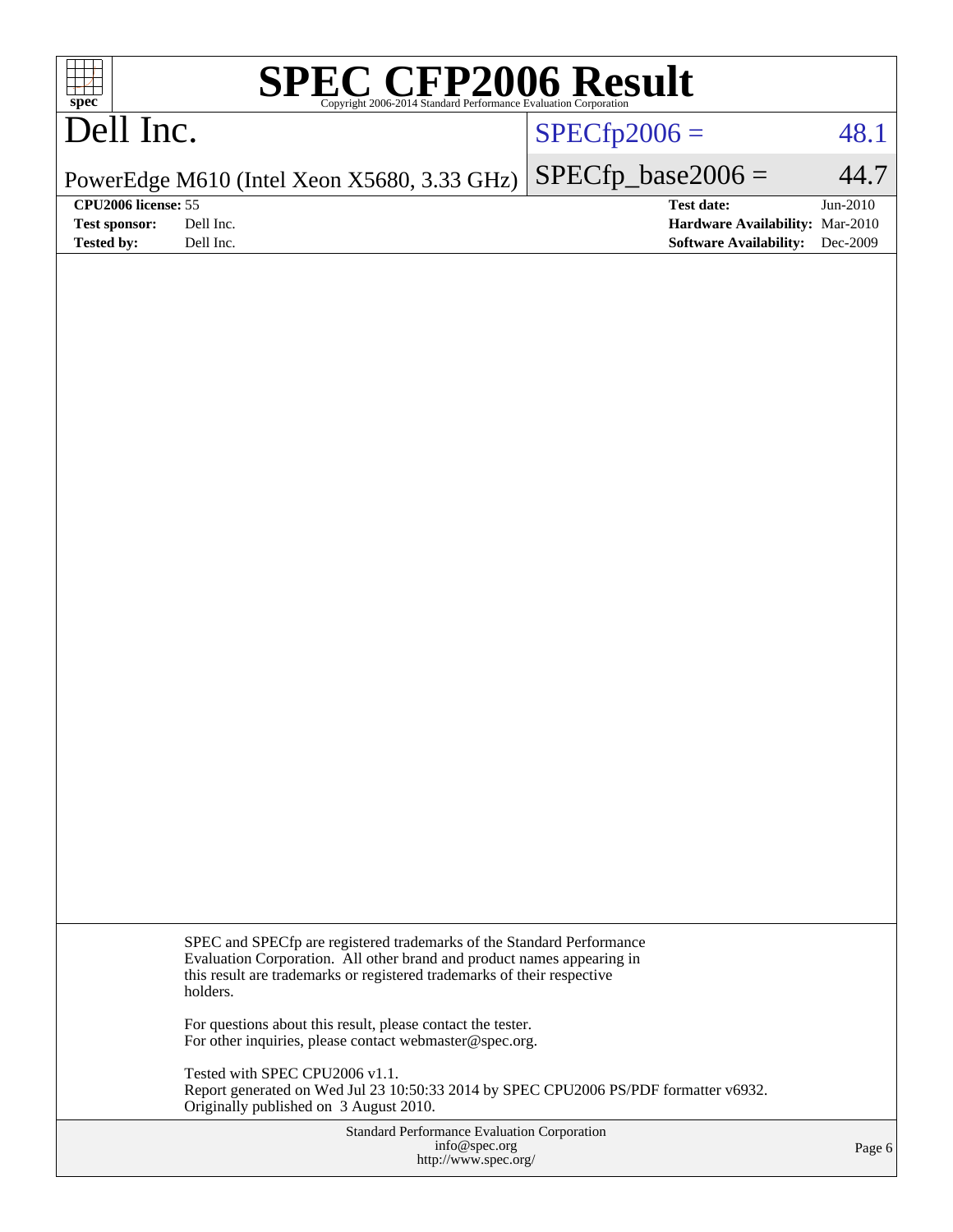# SPEC CFP2006 Result

Copyright 2006-2014 Standard Performance Evaluation Corporation

## Dell Inc.

PowerEdge M610 (Intel Xeon X5680, 3.33 GHz)

SPECfp2006 = 48.1

SPECfp_base2006 = 44.7

**CPU2006 license:** 55
**Test sponsor:** Dell Inc.
**Tested by:** Dell Inc.

**Test date:** Jun-2010
**Hardware Availability:** Mar-2010
**Software Availability:** Dec-2009

SPEC and SPECfp are registered trademarks of the Standard Performance Evaluation Corporation. All other brand and product names appearing in this result are trademarks or registered trademarks of their respective holders.

For questions about this result, please contact the tester.
For other inquiries, please contact webmaster@spec.org.

Tested with SPEC CPU2006 v1.1.
Report generated on Wed Jul 23 10:50:33 2014 by SPEC CPU2006 PS/PDF formatter v6932.
Originally published on 3 August 2010.

Standard Performance Evaluation Corporation
info@spec.org
http://www.spec.org/